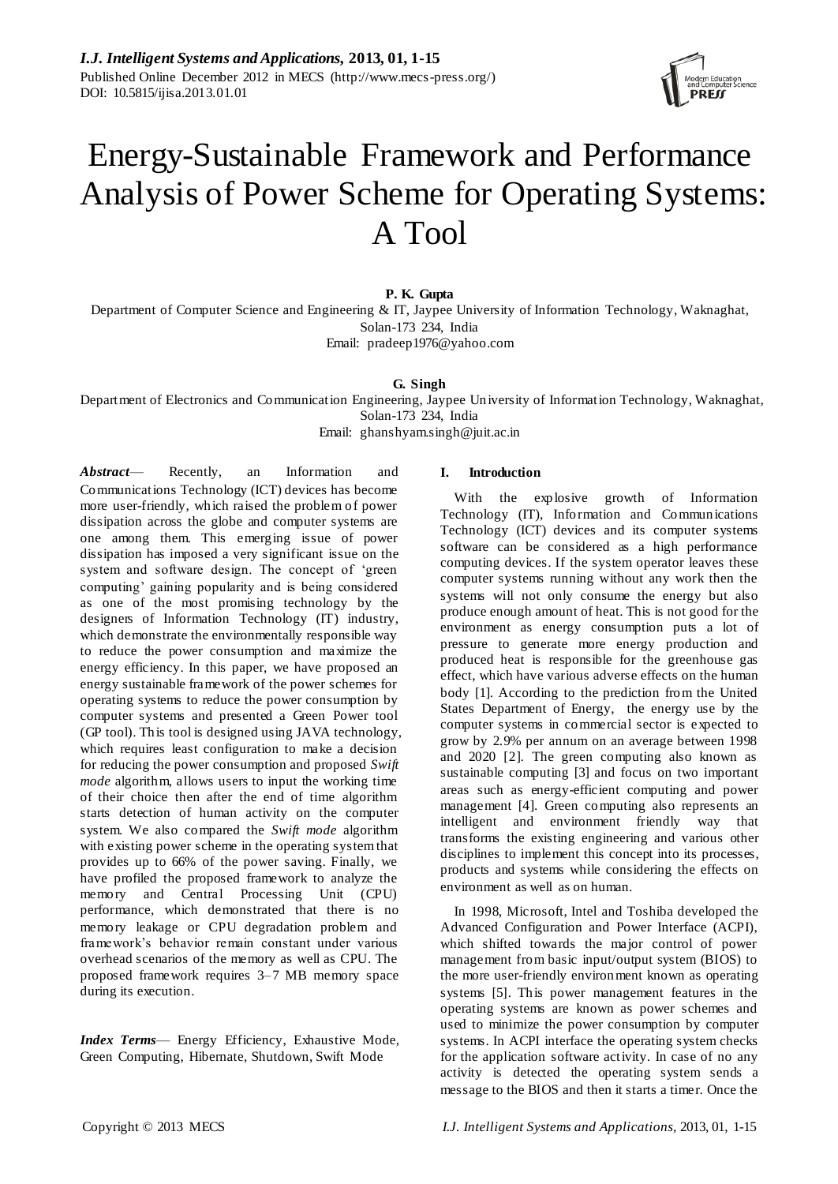# Energy-Sustainable Framework and Performance Analysis of Power Scheme for Operating Systems: A Tool

**P. K. Gupta**

Department of Computer Science and Engineering & IT, Jaypee University of Information Technology, Waknaghat, Solan-173 234, India

Email: pradeep1976@yahoo.com

**G. Singh**

Department of Electronics and Communication Engineering, Jaypee University of Information Technology, Waknaghat, Solan-173 234, India

Email: ghanshyam.singh@juit.ac.in

***Abstract***— Recently, an Information and Communications Technology (ICT) devices has become more user-friendly, which raised the problem of power dissipation across the globe and computer systems are one among them. This emerging issue of power dissipation has imposed a very significant issue on the system and software design. The concept of 'green computing' gaining popularity and is being considered as one of the most promising technology by the designers of Information Technology (IT) industry, which demonstrate the environmentally responsible way to reduce the power consumption and maximize the energy efficiency. In this paper, we have proposed an energy sustainable framework of the power schemes for operating systems to reduce the power consumption by computer systems and presented a Green Power tool (GP tool). This tool is designed using JAVA technology, which requires least configuration to make a decision for reducing the power consumption and proposed *Swift mode* algorithm, allows users to input the working time of their choice then after the end of time algorithm starts detection of human activity on the computer system. We also compared the *Swift mode* algorithm with existing power scheme in the operating system that provides up to 66% of the power saving. Finally, we have profiled the proposed framework to analyze the memory and Central Processing Unit (CPU) performance, which demonstrated that there is no memory leakage or CPU degradation problem and framework's behavior remain constant under various overhead scenarios of the memory as well as CPU. The proposed framework requires 3–7 MB memory space during its execution.

***Index Terms***— Energy Efficiency, Exhaustive Mode, Green Computing, Hibernate, Shutdown, Swift Mode

## I. Introduction

With the explosive growth of Information Technology (IT), Information and Communications Technology (ICT) devices and its computer systems software can be considered as a high performance computing devices. If the system operator leaves these computer systems running without any work then the systems will not only consume the energy but also produce enough amount of heat. This is not good for the environment as energy consumption puts a lot of pressure to generate more energy production and produced heat is responsible for the greenhouse gas effect, which have various adverse effects on the human body [1]. According to the prediction from the United States Department of Energy, the energy use by the computer systems in commercial sector is expected to grow by 2.9% per annum on an average between 1998 and 2020 [2]. The green computing also known as sustainable computing [3] and focus on two important areas such as energy-efficient computing and power management [4]. Green computing also represents an intelligent and environment friendly way that transforms the existing engineering and various other disciplines to implement this concept into its processes, products and systems while considering the effects on environment as well as on human.

In 1998, Microsoft, Intel and Toshiba developed the Advanced Configuration and Power Interface (ACPI), which shifted towards the major control of power management from basic input/output system (BIOS) to the more user-friendly environment known as operating systems [5]. This power management features in the operating systems are known as power schemes and used to minimize the power consumption by computer systems. In ACPI interface the operating system checks for the application software activity. In case of no any activity is detected the operating system sends a message to the BIOS and then it starts a timer. Once the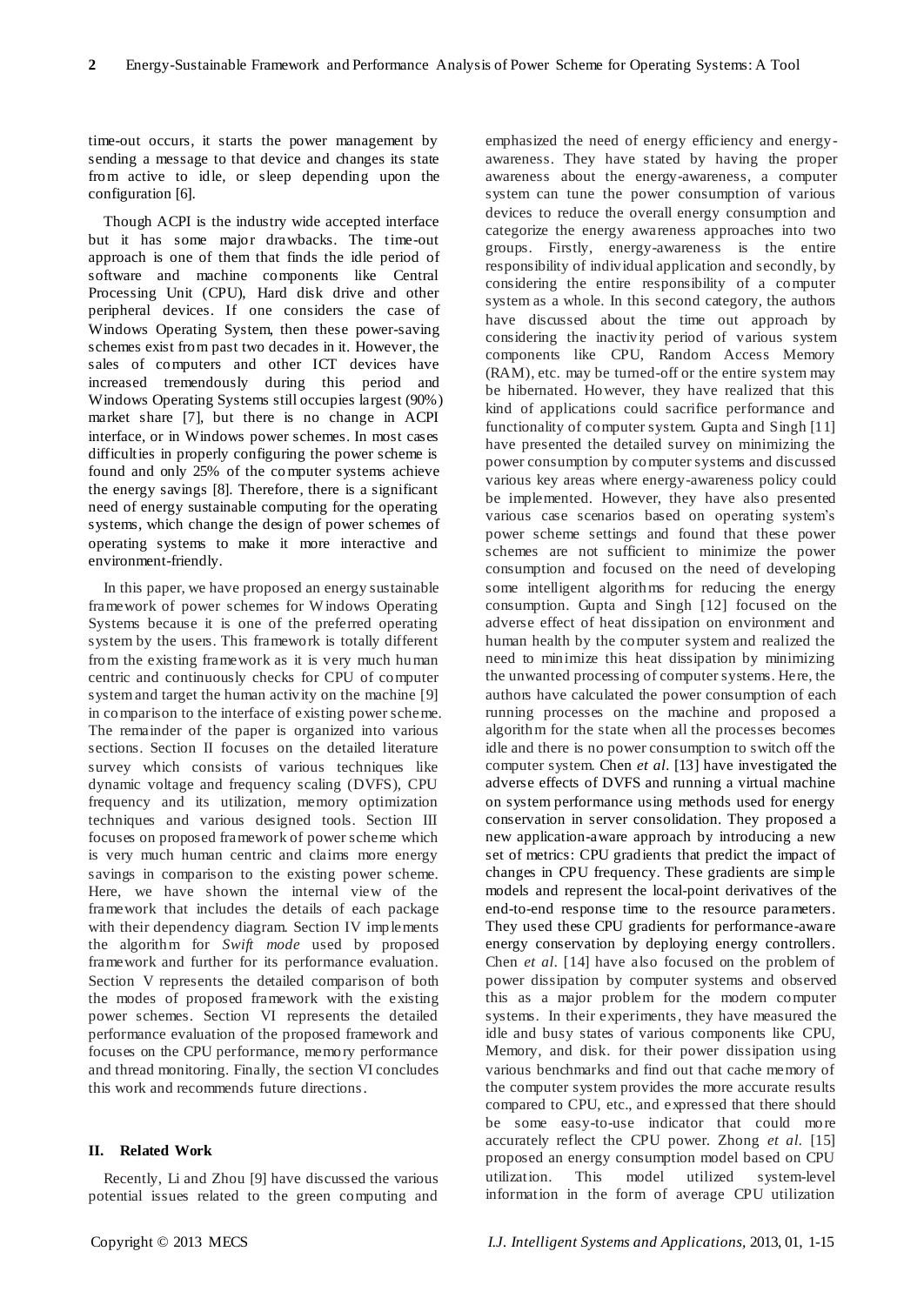time-out occurs, it starts the power management by sending a message to that device and changes its state from active to idle, or sleep depending upon the configuration [6].

Though ACPI is the industry wide accepted interface but it has some major drawbacks. The time-out approach is one of them that finds the idle period of software and machine components like Central Processing Unit (CPU), Hard disk drive and other peripheral devices. If one considers the case of Windows Operating System, then these power-saving schemes exist from past two decades in it. However, the sales of computers and other ICT devices have increased tremendously during this period and Windows Operating Systems still occupies largest (90%) market share [7], but there is no change in ACPI interface, or in Windows power schemes. In most cases difficulties in properly configuring the power scheme is found and only 25% of the computer systems achieve the energy savings [8]. Therefore, there is a significant need of energy sustainable computing for the operating systems, which change the design of power schemes of operating systems to make it more interactive and environment-friendly.

In this paper, we have proposed an energy sustainable framework of power schemes for Windows Operating Systems because it is one of the preferred operating system by the users. This framework is totally different from the existing framework as it is very much human centric and continuously checks for CPU of computer system and target the human activity on the machine [9] in comparison to the interface of existing power scheme. The remainder of the paper is organized into various sections. Section II focuses on the detailed literature survey which consists of various techniques like dynamic voltage and frequency scaling (DVFS), CPU frequency and its utilization, memory optimization techniques and various designed tools. Section III focuses on proposed framework of power scheme which is very much human centric and claims more energy savings in comparison to the existing power scheme. Here, we have shown the internal view of the framework that includes the details of each package with their dependency diagram. Section IV implements the algorithm for *Swift mode* used by proposed framework and further for its performance evaluation. Section V represents the detailed comparison of both the modes of proposed framework with the existing power schemes. Section VI represents the detailed performance evaluation of the proposed framework and focuses on the CPU performance, memory performance and thread monitoring. Finally, the section VI concludes this work and recommends future directions.

## II. Related Work

Recently, Li and Zhou [9] have discussed the various potential issues related to the green computing and emphasized the need of energy efficiency and energy-awareness. They have stated by having the proper awareness about the energy-awareness, a computer system can tune the power consumption of various devices to reduce the overall energy consumption and categorize the energy awareness approaches into two groups. Firstly, energy-awareness is the entire responsibility of individual application and secondly, by considering the entire responsibility of a computer system as a whole. In this second category, the authors have discussed about the time out approach by considering the inactivity period of various system components like CPU, Random Access Memory (RAM), etc. may be turned-off or the entire system may be hibernated. However, they have realized that this kind of applications could sacrifice performance and functionality of computer system. Gupta and Singh [11] have presented the detailed survey on minimizing the power consumption by computer systems and discussed various key areas where energy-awareness policy could be implemented. However, they have also presented various case scenarios based on operating system's power scheme settings and found that these power schemes are not sufficient to minimize the power consumption and focused on the need of developing some intelligent algorithms for reducing the energy consumption. Gupta and Singh [12] focused on the adverse effect of heat dissipation on environment and human health by the computer system and realized the need to minimize this heat dissipation by minimizing the unwanted processing of computer systems. Here, the authors have calculated the power consumption of each running processes on the machine and proposed a algorithm for the state when all the processes becomes idle and there is no power consumption to switch off the computer system. Chen *et al.* [13] have investigated the adverse effects of DVFS and running a virtual machine on system performance using methods used for energy conservation in server consolidation. They proposed a new application-aware approach by introducing a new set of metrics: CPU gradients that predict the impact of changes in CPU frequency. These gradients are simple models and represent the local-point derivatives of the end-to-end response time to the resource parameters. They used these CPU gradients for performance-aware energy conservation by deploying energy controllers. Chen *et al.* [14] have also focused on the problem of power dissipation by computer systems and observed this as a major problem for the modern computer systems. In their experiments, they have measured the idle and busy states of various components like CPU, Memory, and disk. for their power dissipation using various benchmarks and find out that cache memory of the computer system provides the more accurate results compared to CPU, etc., and expressed that there should be some easy-to-use indicator that could more accurately reflect the CPU power. Zhong *et al.* [15] proposed an energy consumption model based on CPU utilization. This model utilized system-level information in the form of average CPU utilization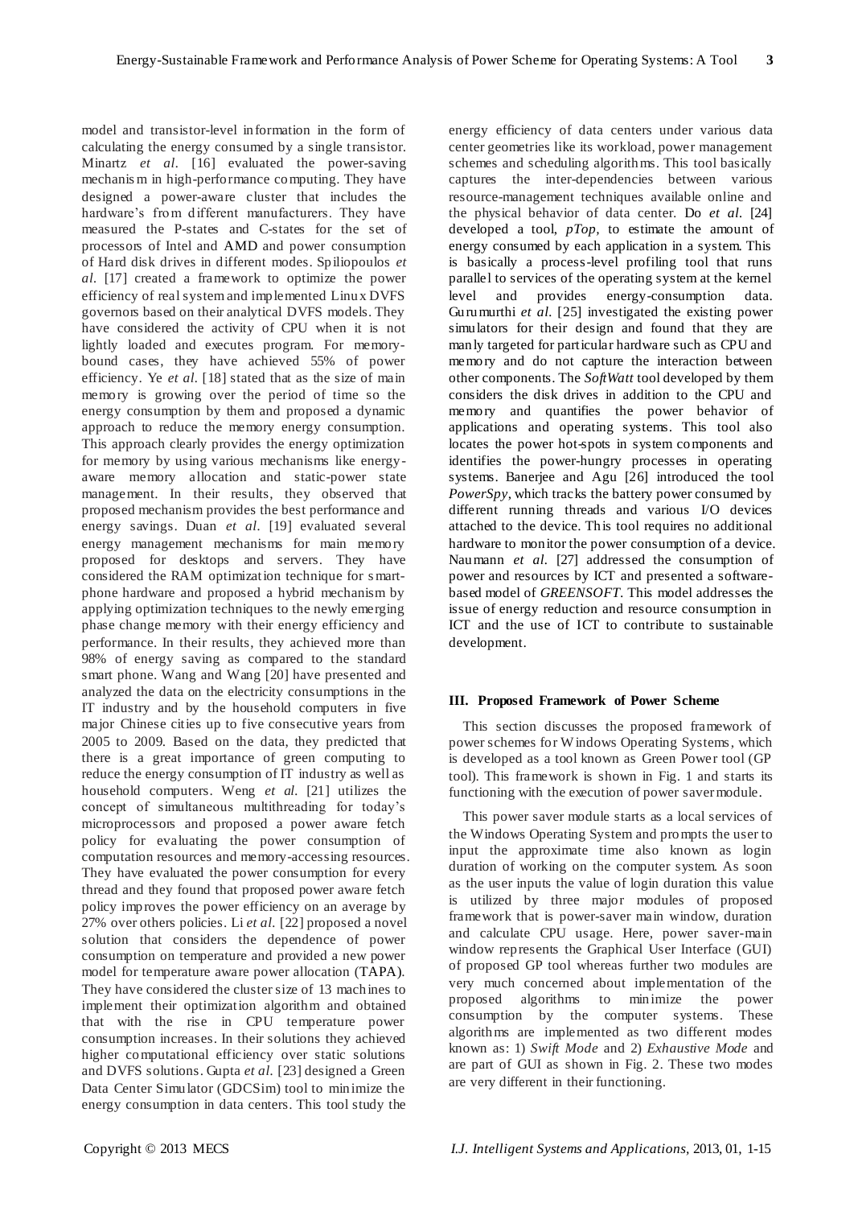model and transistor-level information in the form of calculating the energy consumed by a single transistor. Minartz *et al.* [16] evaluated the power-saving mechanism in high-performance computing. They have designed a power-aware cluster that includes the hardware's from different manufacturers. They have measured the P-states and C-states for the set of processors of Intel and AMD and power consumption of Hard disk drives in different modes. Spiliopoulos *et al.* [17] created a framework to optimize the power efficiency of real system and implemented Linux DVFS governors based on their analytical DVFS models. They have considered the activity of CPU when it is not lightly loaded and executes program. For memory-bound cases, they have achieved 55% of power efficiency. Ye *et al.* [18] stated that as the size of main memory is growing over the period of time so the energy consumption by them and proposed a dynamic approach to reduce the memory energy consumption. This approach clearly provides the energy optimization for memory by using various mechanisms like energy-aware memory allocation and static-power state management. In their results, they observed that proposed mechanism provides the best performance and energy savings. Duan *et al.* [19] evaluated several energy management mechanisms for main memory proposed for desktops and servers. They have considered the RAM optimization technique for smart-phone hardware and proposed a hybrid mechanism by applying optimization techniques to the newly emerging phase change memory with their energy efficiency and performance. In their results, they achieved more than 98% of energy saving as compared to the standard smart phone. Wang and Wang [20] have presented and analyzed the data on the electricity consumptions in the IT industry and by the household computers in five major Chinese cities up to five consecutive years from 2005 to 2009. Based on the data, they predicted that there is a great importance of green computing to reduce the energy consumption of IT industry as well as household computers. Weng *et al.* [21] utilizes the concept of simultaneous multithreading for today's microprocessors and proposed a power aware fetch policy for evaluating the power consumption of computation resources and memory-accessing resources. They have evaluated the power consumption for every thread and they found that proposed power aware fetch policy improves the power efficiency on an average by 27% over others policies. Li *et al.* [22] proposed a novel solution that considers the dependence of power consumption on temperature and provided a new power model for temperature aware power allocation (TAPA). They have considered the cluster size of 13 machines to implement their optimization algorithm and obtained that with the rise in CPU temperature power consumption increases. In their solutions they achieved higher computational efficiency over static solutions and DVFS solutions. Gupta *et al.* [23] designed a Green Data Center Simulator (GDCSim) tool to minimize the energy consumption in data centers. This tool study the energy efficiency of data centers under various data center geometries like its workload, power management schemes and scheduling algorithms. This tool basically captures the inter-dependencies between various resource-management techniques available online and the physical behavior of data center. Do *et al.* [24] developed a tool, *pTop*, to estimate the amount of energy consumed by each application in a system. This is basically a process-level profiling tool that runs parallel to services of the operating system at the kernel level and provides energy-consumption data. Gurumurthi *et al.* [25] investigated the existing power simulators for their design and found that they are manly targeted for particular hardware such as CPU and memory and do not capture the interaction between other components. The *SoftWatt* tool developed by them considers the disk drives in addition to the CPU and memory and quantifies the power behavior of applications and operating systems. This tool also locates the power hot-spots in system components and identifies the power-hungry processes in operating systems. Banerjee and Agu [26] introduced the tool *PowerSpy*, which tracks the battery power consumed by different running threads and various I/O devices attached to the device. This tool requires no additional hardware to monitor the power consumption of a device. Naumann *et al.* [27] addressed the consumption of power and resources by ICT and presented a software-based model of *GREENSOFT*. This model addresses the issue of energy reduction and resource consumption in ICT and the use of ICT to contribute to sustainable development.

## III. Proposed Framework of Power Scheme

This section discusses the proposed framework of power schemes for Windows Operating Systems, which is developed as a tool known as Green Power tool (GP tool). This framework is shown in Fig. 1 and starts its functioning with the execution of power saver module.

This power saver module starts as a local services of the Windows Operating System and prompts the user to input the approximate time also known as login duration of working on the computer system. As soon as the user inputs the value of login duration this value is utilized by three major modules of proposed framework that is power-saver main window, duration and calculate CPU usage. Here, power saver-main window represents the Graphical User Interface (GUI) of proposed GP tool whereas further two modules are very much concerned about implementation of the proposed algorithms to minimize the power consumption by the computer systems. These algorithms are implemented as two different modes known as: 1) *Swift Mode* and 2) *Exhaustive Mode* and are part of GUI as shown in Fig. 2. These two modes are very different in their functioning.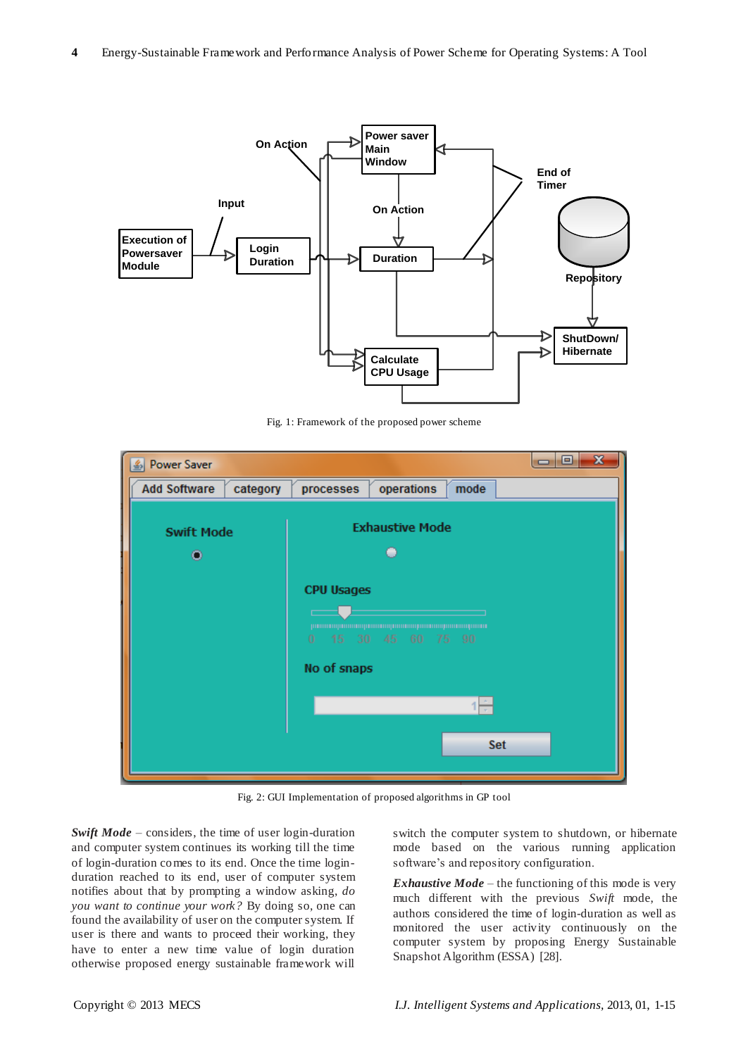Fig. 1: Framework of the proposed power scheme

Fig. 2: GUI Implementation of proposed algorithms in GP tool

***Swift Mode*** – considers, the time of user login-duration and computer system continues its working till the time of login-duration comes to its end. Once the time login-duration reached to its end, user of computer system notifies about that by prompting a window asking, *do you want to continue your work?* By doing so, one can found the availability of user on the computer system. If user is there and wants to proceed their working, they have to enter a new time value of login duration otherwise proposed energy sustainable framework will switch the computer system to shutdown, or hibernate mode based on the various running application software's and repository configuration.

***Exhaustive Mode*** – the functioning of this mode is very much different with the previous *Swift* mode, the authors considered the time of login-duration as well as monitored the user activity continuously on the computer system by proposing Energy Sustainable Snapshot Algorithm (ESSA) [28].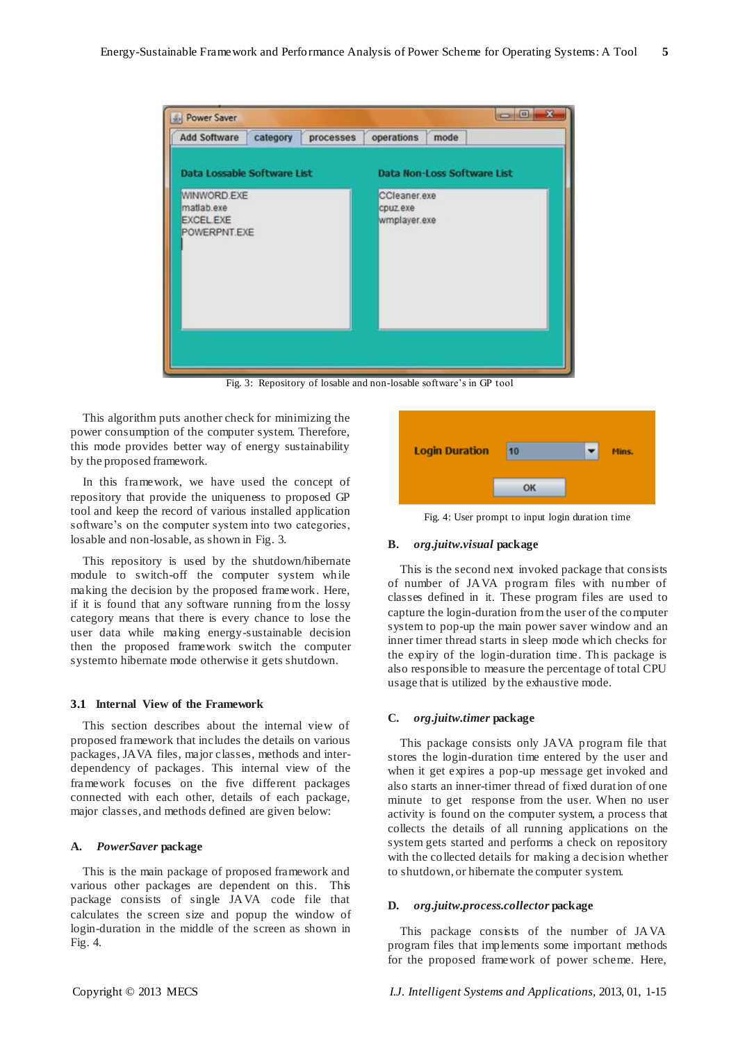Fig. 3: Repository of losable and non-losable software's in GP tool

This algorithm puts another check for minimizing the power consumption of the computer system. Therefore, this mode provides better way of energy sustainability by the proposed framework.

In this framework, we have used the concept of repository that provide the uniqueness to proposed GP tool and keep the record of various installed application software's on the computer system into two categories, losable and non-losable, as shown in Fig. 3.

This repository is used by the shutdown/hibernate module to switch-off the computer system while making the decision by the proposed framework. Here, if it is found that any software running from the lossy category means that there is every chance to lose the user data while making energy-sustainable decision then the proposed framework switch the computer system to hibernate mode otherwise it gets shutdown.

### 3.1 Internal View of the Framework

This section describes about the internal view of proposed framework that includes the details on various packages, JAVA files, major classes, methods and inter-dependency of packages. This internal view of the framework focuses on the five different packages connected with each other, details of each package, major classes, and methods defined are given below:

#### A. *PowerSaver* package

This is the main package of proposed framework and various other packages are dependent on this. This package consists of single JAVA code file that calculates the screen size and popup the window of login-duration in the middle of the screen as shown in Fig. 4.

Fig. 4: User prompt to input login duration time

#### B. *org.juitw.visual* package

This is the second next invoked package that consists of number of JAVA program files with number of classes defined in it. These program files are used to capture the login-duration from the user of the computer system to pop-up the main power saver window and an inner timer thread starts in sleep mode which checks for the expiry of the login-duration time. This package is also responsible to measure the percentage of total CPU usage that is utilized by the exhaustive mode.

#### C. *org.juitw.timer* package

This package consists only JAVA program file that stores the login-duration time entered by the user and when it get expires a pop-up message get invoked and also starts an inner-timer thread of fixed duration of one minute to get response from the user. When no user activity is found on the computer system, a process that collects the details of all running applications on the system gets started and performs a check on repository with the collected details for making a decision whether to shutdown, or hibernate the computer system.

#### D. *org.juitw.process.collector* package

This package consists of the number of JAVA program files that implements some important methods for the proposed framework of power scheme. Here,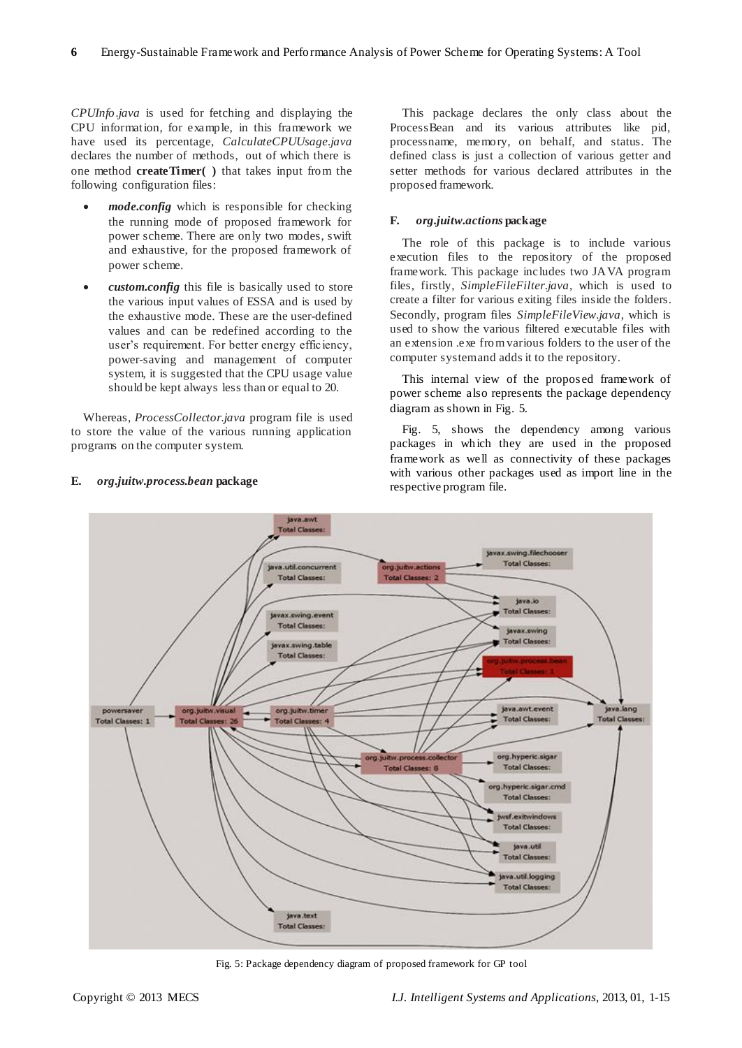*CPUInfo.java* is used for fetching and displaying the CPU information, for example, in this framework we have used its percentage, *CalculateCPUUsage.java* declares the number of methods, out of which there is one method **createTimer( )** that takes input from the following configuration files:

- ***mode.config*** which is responsible for checking the running mode of proposed framework for power scheme. There are only two modes, swift and exhaustive, for the proposed framework of power scheme.
- ***custom.config*** this file is basically used to store the various input values of ESSA and is used by the exhaustive mode. These are the user-defined values and can be redefined according to the user's requirement. For better energy efficiency, power-saving and management of computer system, it is suggested that the CPU usage value should be kept always less than or equal to 20.

Whereas, *ProcessCollector.java* program file is used to store the value of the various running application programs on the computer system.

### E. *org.juitw.process.bean* package

This package declares the only class about the ProcessBean and its various attributes like pid, processname, memory, on behalf, and status. The defined class is just a collection of various getter and setter methods for various declared attributes in the proposed framework.

### F. *org.juitw.actions* package

The role of this package is to include various execution files to the repository of the proposed framework. This package includes two JAVA program files, firstly, *SimpleFileFilter.java*, which is used to create a filter for various exiting files inside the folders. Secondly, program files *SimpleFileView.java*, which is used to show the various filtered executable files with an extension .exe from various folders to the user of the computer system and adds it to the repository.

This internal view of the proposed framework of power scheme also represents the package dependency diagram as shown in Fig. 5.

Fig. 5, shows the dependency among various packages in which they are used in the proposed framework as well as connectivity of these packages with various other packages used as import line in the respective program file.

Fig. 5: Package dependency diagram of proposed framework for GP tool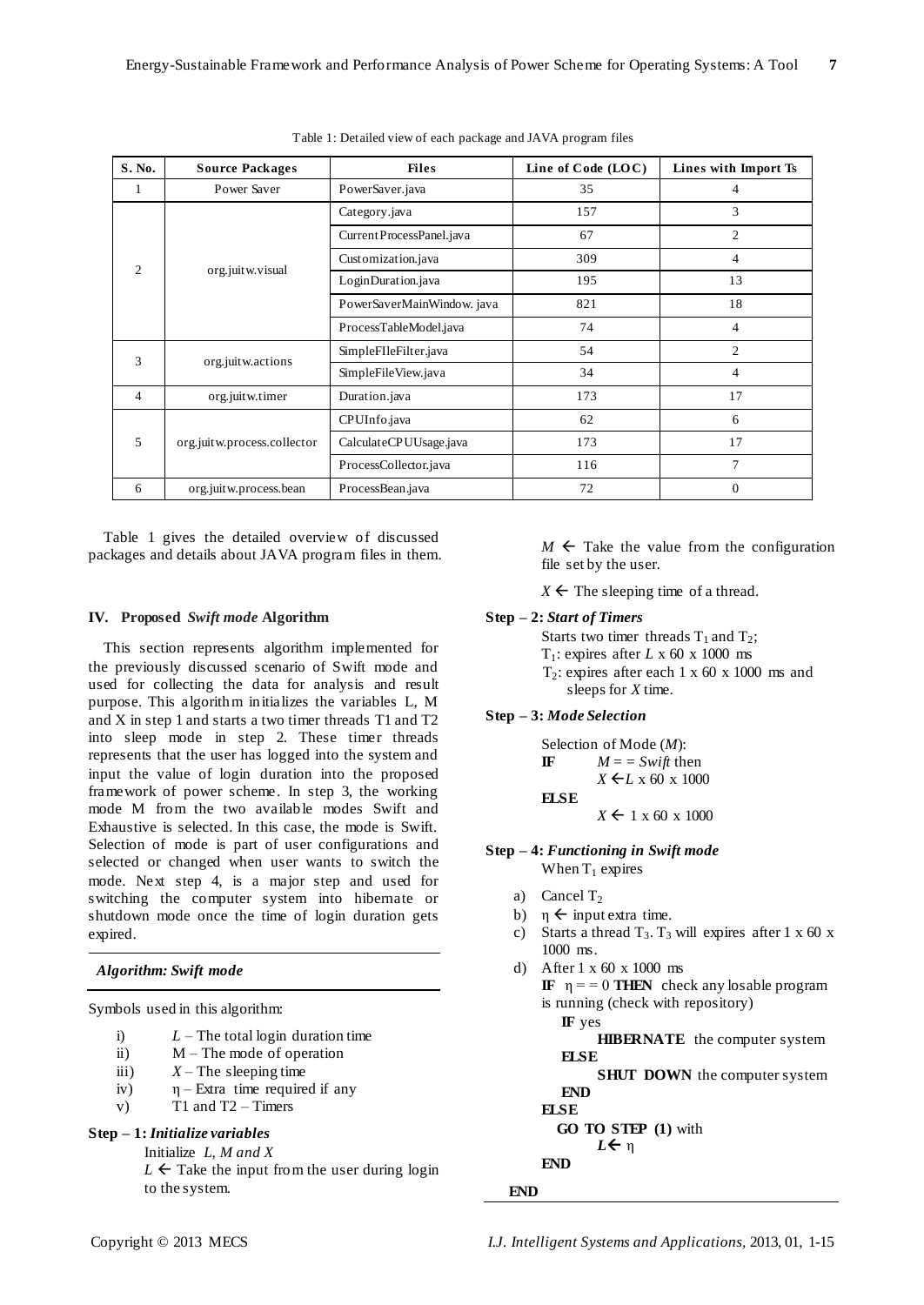Table 1: Detailed view of each package and JAVA program files

| S. No. | Source Packages | Files | Line of Code (LOC) | Lines with Import Ts |
|---|---|---|---|---|
| 1 | Power Saver | PowerSaver.java | 35 | 4 |
| 2 | org.juitw.visual | Category.java | 157 | 3 |
| | | CurrentProcessPanel.java | 67 | 2 |
| | | Customization.java | 309 | 4 |
| | | LoginDuration.java | 195 | 13 |
| | | PowerSaverMainWindow. java | 821 | 18 |
| | | ProcessTableModel.java | 74 | 4 |
| 3 | org.juitw.actions | SimpleFIleFilter.java | 54 | 2 |
| | | SimpleFileView.java | 34 | 4 |
| 4 | org.juitw.timer | Duration.java | 173 | 17 |
| 5 | org.juitw.process.collector | CPUInfo.java | 62 | 6 |
| | | CalculateCPUUsage.java | 173 | 17 |
| | | ProcessCollector.java | 116 | 7 |
| 6 | org.juitw.process.bean | ProcessBean.java | 72 | 0 |

Table 1 gives the detailed overview of discussed packages and details about JAVA program files in them.

## IV. Proposed *Swift mode* Algorithm

This section represents algorithm implemented for the previously discussed scenario of Swift mode and used for collecting the data for analysis and result purpose. This algorithm initializes the variables L, M and X in step 1 and starts a two timer threads T1 and T2 into sleep mode in step 2. These timer threads represents that the user has logged into the system and input the value of login duration into the proposed framework of power scheme. In step 3, the working mode M from the two available modes Swift and Exhaustive is selected. In this case, the mode is Swift. Selection of mode is part of user configurations and selected or changed when user wants to switch the mode. Next step 4, is a major step and used for switching the computer system into hibernate or shutdown mode once the time of login duration gets expired.

***Algorithm: Swift mode***

Symbols used in this algorithm:

i) $L$ – The total login duration time
ii) M – The mode of operation
iii) $X$ – The sleeping time
iv) $\eta$ – Extra time required if any
v) T1 and T2 – Timers

**Step – 1: *Initialize variables***

Initialize *L, M and X*

$L \leftarrow$ Take the input from the user during login to the system.

$M \leftarrow$ Take the value from the configuration file set by the user.

$X \leftarrow$ The sleeping time of a thread.

**Step – 2: *Start of Timers***

Starts two timer threads $T_1$ and $T_2$;

$T_1$: expires after $L$ x 60 x 1000 ms

$T_2$: expires after each 1 x 60 x 1000 ms and sleeps for $X$ time.

**Step – 3: *Mode Selection***

Selection of Mode ($M$):

**IF** $M$ = = *Swift* then
  $X \leftarrow L$ x 60 x 1000
**ELSE**
  $X \leftarrow$ 1 x 60 x 1000

**Step – 4: *Functioning in Swift mode***

When $T_1$ expires

a) Cancel $T_2$
b) $\eta \leftarrow$ input extra time.
c) Starts a thread $T_3$. $T_3$ will expires after 1 x 60 x 1000 ms.
d) After 1 x 60 x 1000 ms
  **IF** $\eta$ = = 0 **THEN** check any losable program is running (check with repository)
    **IF** yes
      **HIBERNATE** the computer system
    **ELSE**
      **SHUT DOWN** the computer system
    **END**
  **ELSE**
    **GO TO STEP (1)** with
      $L \leftarrow \eta$
  **END**

**END**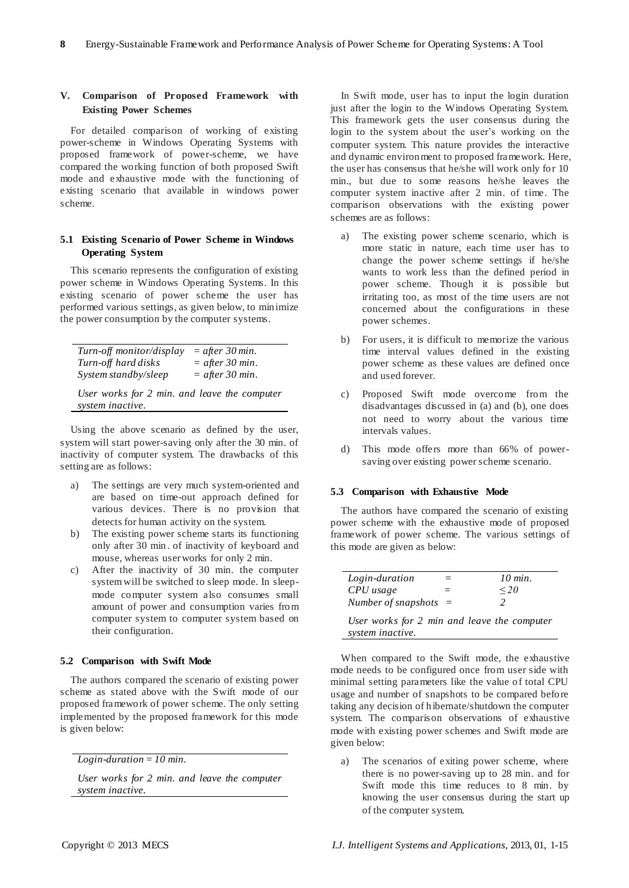## V. Comparison of Proposed Framework with Existing Power Schemes

For detailed comparison of working of existing power-scheme in Windows Operating Systems with proposed framework of power-scheme, we have compared the working function of both proposed Swift mode and exhaustive mode with the functioning of existing scenario that available in windows power scheme.

### 5.1 Existing Scenario of Power Scheme in Windows Operating System

This scenario represents the configuration of existing power scheme in Windows Operating Systems. In this existing scenario of power scheme the user has performed various settings, as given below, to minimize the power consumption by the computer systems.

| | |
|---|---|
| *Turn-off monitor/display* | *= after 30 min.* |
| *Turn-off hard disks* | *= after 30 min.* |
| *System standby/sleep* | *= after 30 min.* |
| *User works for 2 min. and leave the computer system inactive.* | |

Using the above scenario as defined by the user, system will start power-saving only after the 30 min. of inactivity of computer system. The drawbacks of this setting are as follows:

a) The settings are very much system-oriented and are based on time-out approach defined for various devices. There is no provision that detects for human activity on the system.

b) The existing power scheme starts its functioning only after 30 min. of inactivity of keyboard and mouse, whereas user works for only 2 min.

c) After the inactivity of 30 min. the computer system will be switched to sleep mode. In sleep-mode computer system also consumes small amount of power and consumption varies from computer system to computer system based on their configuration.

### 5.2 Comparison with Swift Mode

The authors compared the scenario of existing power scheme as stated above with the Swift mode of our proposed framework of power scheme. The only setting implemented by the proposed framework for this mode is given below:

*Login-duration = 10 min.*

*User works for 2 min. and leave the computer system inactive.*

In Swift mode, user has to input the login duration just after the login to the Windows Operating System. This framework gets the user consensus during the login to the system about the user's working on the computer system. This nature provides the interactive and dynamic environment to proposed framework. Here, the user has consensus that he/she will work only for 10 min., but due to some reasons he/she leaves the computer system inactive after 2 min. of time. The comparison observations with the existing power schemes are as follows:

a) The existing power scheme scenario, which is more static in nature, each time user has to change the power scheme settings if he/she wants to work less than the defined period in power scheme. Though it is possible but irritating too, as most of the time users are not concerned about the configurations in these power schemes.

b) For users, it is difficult to memorize the various time interval values defined in the existing power scheme as these values are defined once and used forever.

c) Proposed Swift mode overcome from the disadvantages discussed in (a) and (b), one does not need to worry about the various time intervals values.

d) This mode offers more than 66% of power-saving over existing power scheme scenario.

### 5.3 Comparison with Exhaustive Mode

The authors have compared the scenario of existing power scheme with the exhaustive mode of proposed framework of power scheme. The various settings of this mode are given as below:

| | | |
|---|---|---|
| *Login-duration* | = | *10 min.* |
| *CPU usage* | = | $\leq 20$ |
| *Number of snapshots* | = | *2* |
| *User works for 2 min and leave the computer system inactive.* | | |

When compared to the Swift mode, the exhaustive mode needs to be configured once from user side with minimal setting parameters like the value of total CPU usage and number of snapshots to be compared before taking any decision of hibernate/shutdown the computer system. The comparison observations of exhaustive mode with existing power schemes and Swift mode are given below:

a) The scenarios of exiting power scheme, where there is no power-saving up to 28 min. and for Swift mode this time reduces to 8 min. by knowing the user consensus during the start up of the computer system.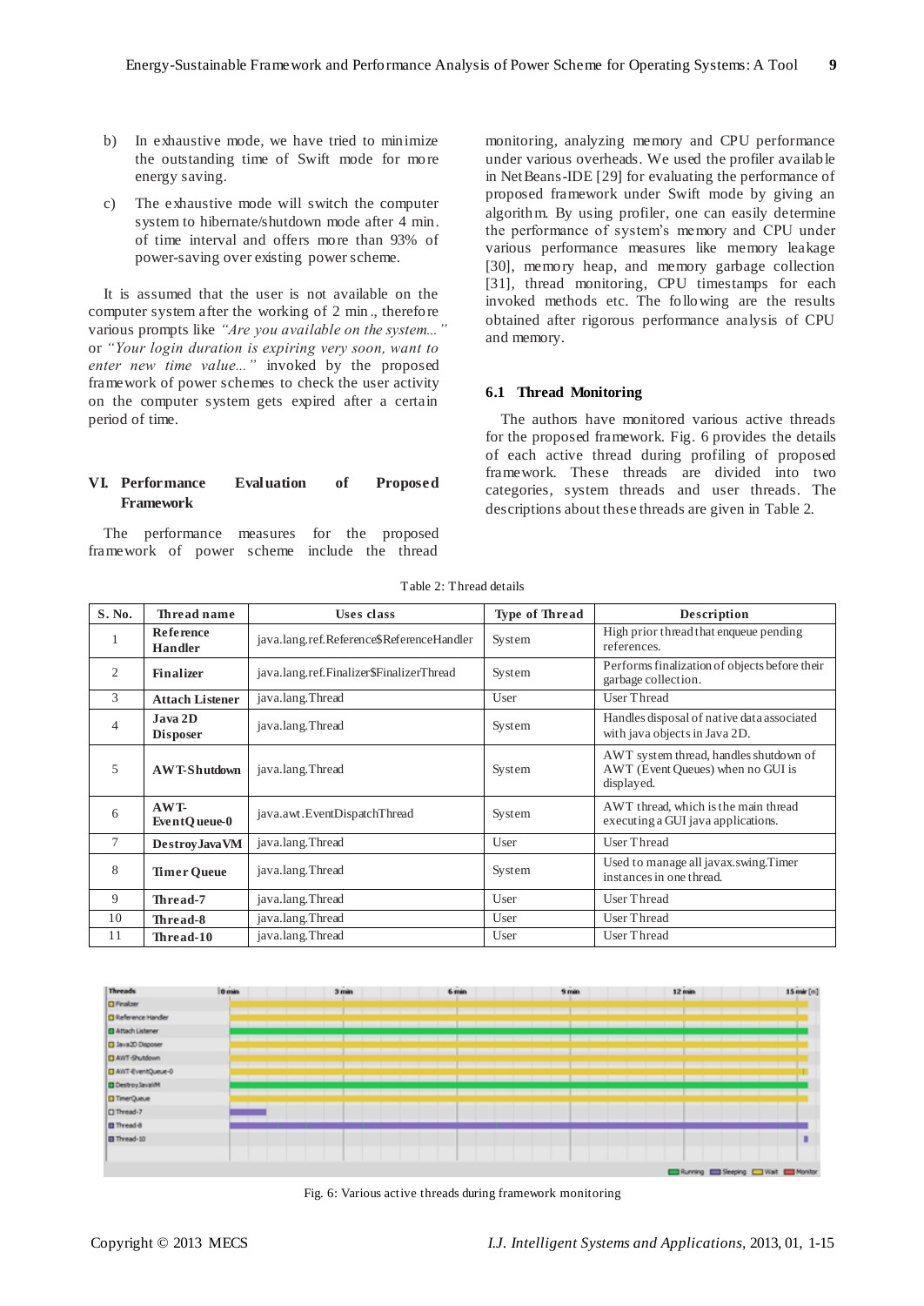b) In exhaustive mode, we have tried to minimize the outstanding time of Swift mode for more energy saving.

c) The exhaustive mode will switch the computer system to hibernate/shutdown mode after 4 min. of time interval and offers more than 93% of power-saving over existing power scheme.

It is assumed that the user is not available on the computer system after the working of 2 min., therefore various prompts like *"Are you available on the system..."* or *"Your login duration is expiring very soon, want to enter new time value..."* invoked by the proposed framework of power schemes to check the user activity on the computer system gets expired after a certain period of time.

## VI. Performance Evaluation of Proposed Framework

The performance measures for the proposed framework of power scheme include the thread monitoring, analyzing memory and CPU performance under various overheads. We used the profiler available in NetBeans-IDE [29] for evaluating the performance of proposed framework under Swift mode by giving an algorithm. By using profiler, one can easily determine the performance of system's memory and CPU under various performance measures like memory leakage [30], memory heap, and memory garbage collection [31], thread monitoring, CPU timestamps for each invoked methods etc. The following are the results obtained after rigorous performance analysis of CPU and memory.

### 6.1 Thread Monitoring

The authors have monitored various active threads for the proposed framework. Fig. 6 provides the details of each active thread during profiling of proposed framework. These threads are divided into two categories, system threads and user threads. The descriptions about these threads are given in Table 2.

Table 2: Thread details

| S. No. | Thread name | Uses class | Type of Thread | Description |
|---|---|---|---|---|
| 1 | **Reference Handler** | java.lang.ref.Reference$ReferenceHandler | System | High prior thread that enqueue pending references. |
| 2 | **Finalizer** | java.lang.ref.Finalizer$FinalizerThread | System | Performs finalization of objects before their garbage collection. |
| 3 | **Attach Listener** | java.lang.Thread | User | User Thread |
| 4 | **Java 2D Disposer** | java.lang.Thread | System | Handles disposal of native data associated with java objects in Java 2D. |
| 5 | **AWT-Shutdown** | java.lang.Thread | System | AWT system thread, handles shutdown of AWT (Event Queues) when no GUI is displayed. |
| 6 | **AWT-EventQueue-0** | java.awt.EventDispatchThread | System | AWT thread, which is the main thread executing a GUI java applications. |
| 7 | **DestroyJavaVM** | java.lang.Thread | User | User Thread |
| 8 | **Timer Queue** | java.lang.Thread | System | Used to manage all javax.swing.Timer instances in one thread. |
| 9 | **Thread-7** | java.lang.Thread | User | User Thread |
| 10 | **Thread-8** | java.lang.Thread | User | User Thread |
| 11 | **Thread-10** | java.lang.Thread | User | User Thread |

Fig. 6: Various active threads during framework monitoring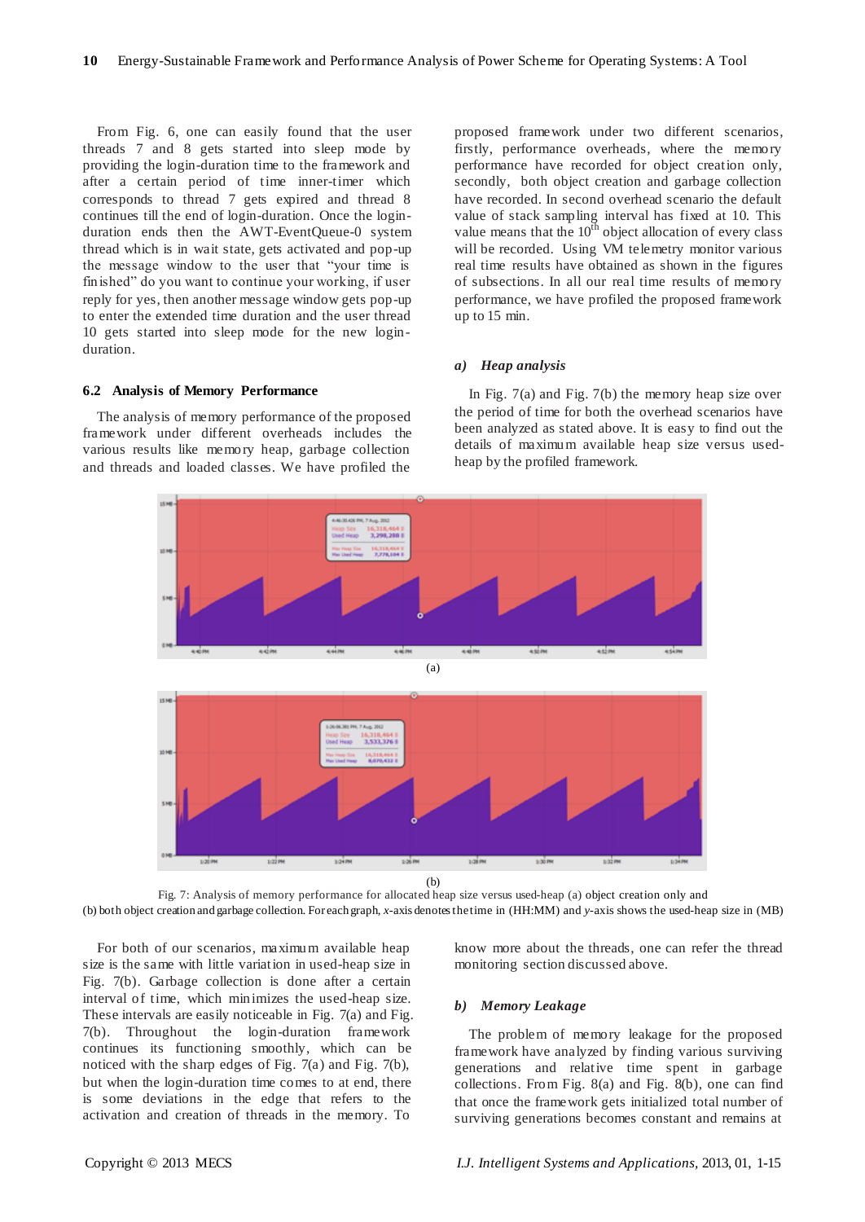From Fig. 6, one can easily found that the user threads 7 and 8 gets started into sleep mode by providing the login-duration time to the framework and after a certain period of time inner-timer which corresponds to thread 7 gets expired and thread 8 continues till the end of login-duration. Once the login-duration ends then the AWT-EventQueue-0 system thread which is in wait state, gets activated and pop-up the message window to the user that "your time is finished" do you want to continue your working, if user reply for yes, then another message window gets pop-up to enter the extended time duration and the user thread 10 gets started into sleep mode for the new login-duration.

## 6.2 Analysis of Memory Performance

The analysis of memory performance of the proposed framework under different overheads includes the various results like memory heap, garbage collection and threads and loaded classes. We have profiled the proposed framework under two different scenarios, firstly, performance overheads, where the memory performance have recorded for object creation only, secondly, both object creation and garbage collection have recorded. In second overhead scenario the default value of stack sampling interval has fixed at 10. This value means that the $10^{th}$ object allocation of every class will be recorded. Using VM telemetry monitor various real time results have obtained as shown in the figures of subsections. In all our real time results of memory performance, we have profiled the proposed framework up to 15 min.

### *a) Heap analysis*

In Fig. 7(a) and Fig. 7(b) the memory heap size over the period of time for both the overhead scenarios have been analyzed as stated above. It is easy to find out the details of maximum available heap size versus used-heap by the profiled framework.

(a)

(b)

Fig. 7: Analysis of memory performance for allocated heap size versus used-heap (a) object creation only and (b) both object creation and garbage collection. For each graph, *x*-axis denotes the time in (HH:MM) and *y*-axis shows the used-heap size in (MB)

For both of our scenarios, maximum available heap size is the same with little variation in used-heap size in Fig. 7(b). Garbage collection is done after a certain interval of time, which minimizes the used-heap size. These intervals are easily noticeable in Fig. 7(a) and Fig. 7(b). Throughout the login-duration framework continues its functioning smoothly, which can be noticed with the sharp edges of Fig. 7(a) and Fig. 7(b), but when the login-duration time comes to at end, there is some deviations in the edge that refers to the activation and creation of threads in the memory. To know more about the threads, one can refer the thread monitoring section discussed above.

### *b) Memory Leakage*

The problem of memory leakage for the proposed framework have analyzed by finding various surviving generations and relative time spent in garbage collections. From Fig. 8(a) and Fig. 8(b), one can find that once the framework gets initialized total number of surviving generations becomes constant and remains at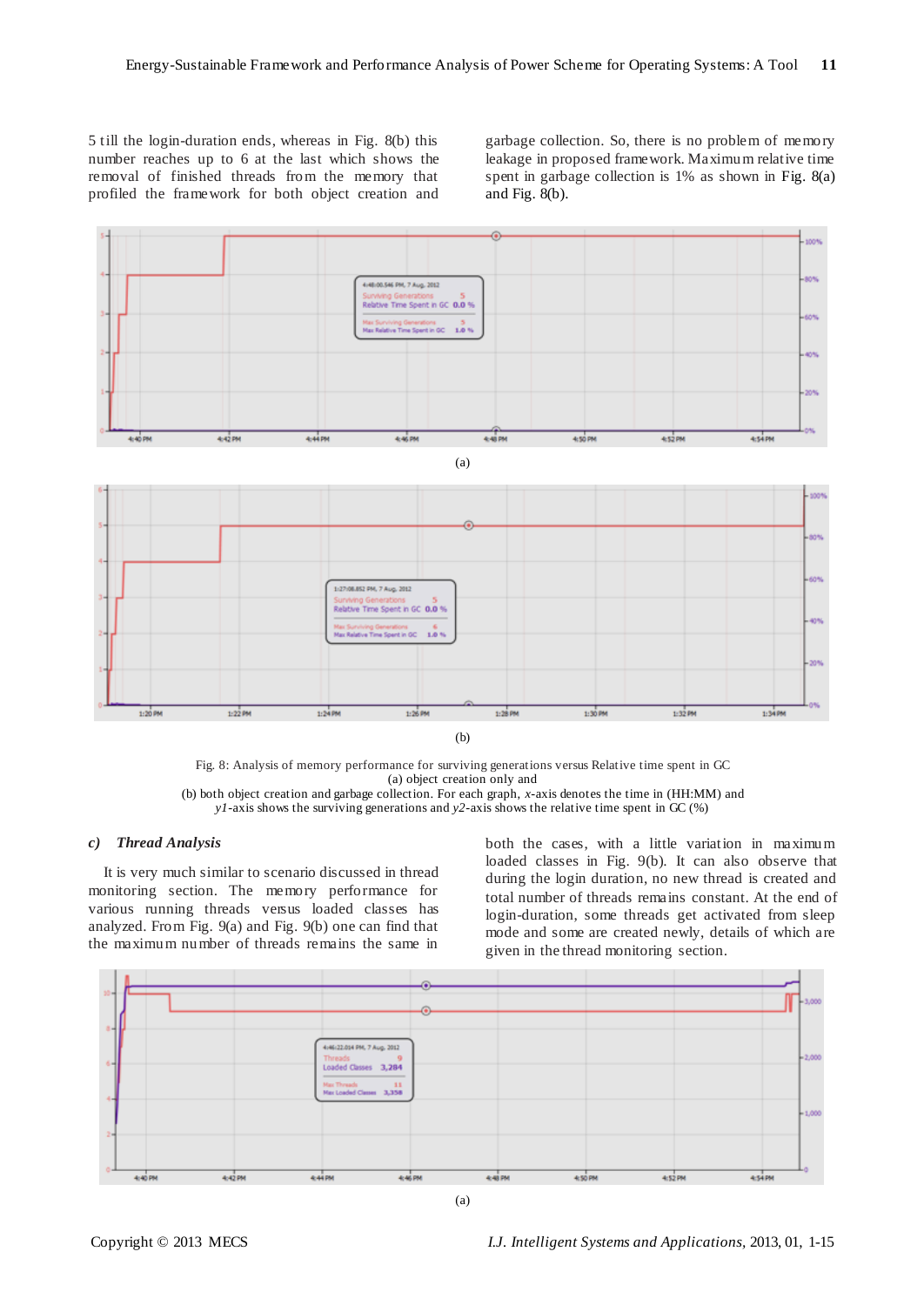5 till the login-duration ends, whereas in Fig. 8(b) this number reaches up to 6 at the last which shows the removal of finished threads from the memory that profiled the framework for both object creation and garbage collection. So, there is no problem of memory leakage in proposed framework. Maximum relative time spent in garbage collection is 1% as shown in Fig. 8(a) and Fig. 8(b).

(a)

(b)

Fig. 8: Analysis of memory performance for surviving generations versus Relative time spent in GC
(a) object creation only and
(b) both object creation and garbage collection. For each graph, *x*-axis denotes the time in (HH:MM) and *y1*-axis shows the surviving generations and *y2*-axis shows the relative time spent in GC (%)

### *c) Thread Analysis*

It is very much similar to scenario discussed in thread monitoring section. The memory performance for various running threads versus loaded classes has analyzed. From Fig. 9(a) and Fig. 9(b) one can find that the maximum number of threads remains the same in both the cases, with a little variation in maximum loaded classes in Fig. 9(b). It can also observe that during the login duration, no new thread is created and total number of threads remains constant. At the end of login-duration, some threads get activated from sleep mode and some are created newly, details of which are given in the thread monitoring section.

(a)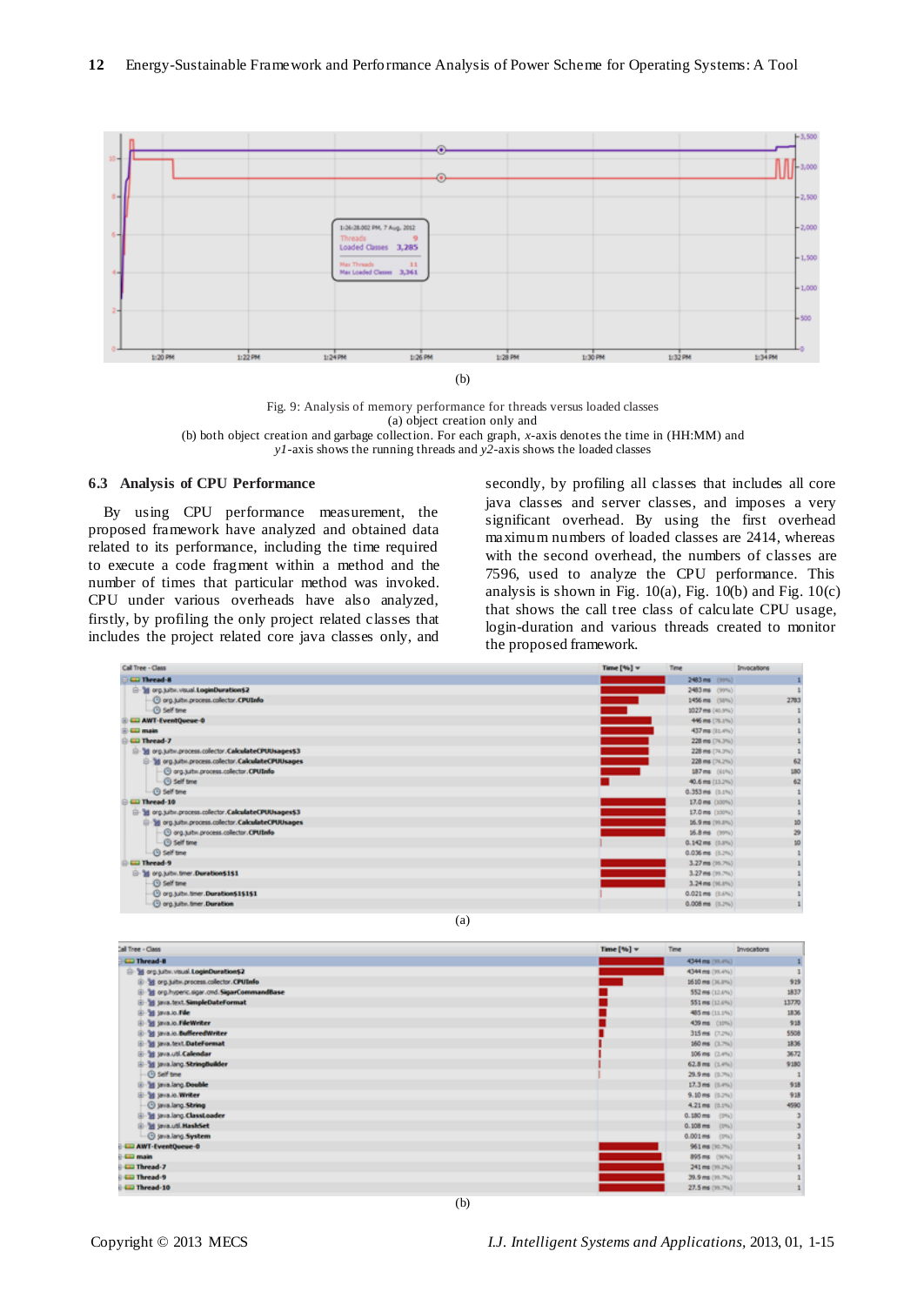(b)

Fig. 9: Analysis of memory performance for threads versus loaded classes
(a) object creation only and
(b) both object creation and garbage collection. For each graph, $x$-axis denotes the time in (HH:MM) and $y1$-axis shows the running threads and $y2$-axis shows the loaded classes

### 6.3 Analysis of CPU Performance

By using CPU performance measurement, the proposed framework have analyzed and obtained data related to its performance, including the time required to execute a code fragment within a method and the number of times that particular method was invoked. CPU under various overheads have also analyzed, firstly, by profiling the only project related classes that includes the project related core java classes only, and secondly, by profiling all classes that includes all core java classes and server classes, and imposes a very significant overhead. By using the first overhead maximum numbers of loaded classes are 2414, whereas with the second overhead, the numbers of classes are 7596, used to analyze the CPU performance. This analysis is shown in Fig. 10(a), Fig. 10(b) and Fig. 10(c) that shows the call tree class of calculate CPU usage, login-duration and various threads created to monitor the proposed framework.

(a)

(b)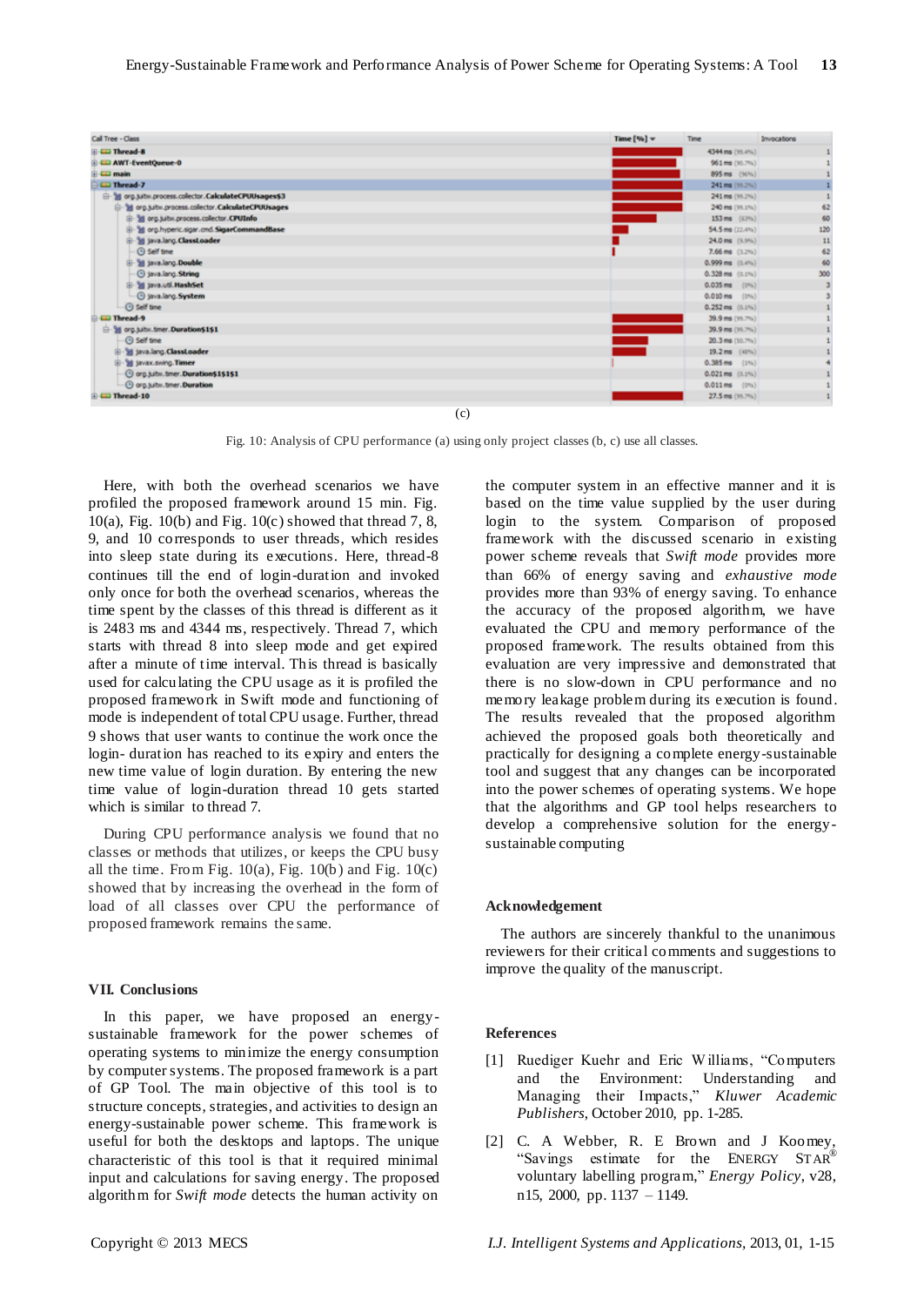| Call Tree - Class | Time [%] | Time | Invocations |
|---|---|---|---|
| Thread-8 | | 4344 ms (99.4%) | 1 |
| AWT-EventQueue-0 | | 961 ms (90.7%) | 1 |
| main | | 895 ms (96%) | 1 |
| Thread-7 | | 241 ms (99.2%) | 1 |
| org.jutbx.process.collector.CalculateCPUUsages$3 | | 241 ms (99.2%) | 1 |
| org.jutbx.process.collector.CalculateCPUUsages | | 240 ms (99.1%) | 62 |
| org.jutbx.process.collector.CPUInfo | | 153 ms (63%) | 60 |
| org.hyperic.sigar.cmd.SigarCommandBase | | 54.5 ms (22.4%) | 120 |
| java.lang.ClassLoader | | 24.0 ms (9.9%) | 11 |
| Self time | | 7.66 ms (3.2%) | 62 |
| java.lang.Double | | 0.999 ms (0.4%) | 60 |
| java.lang.String | | 0.328 ms (0.1%) | 300 |
| java.util.HashSet | | 0.035 ms (0%) | 3 |
| java.lang.System | | 0.010 ms (0%) | 3 |
| Self time | | 0.252 ms (0.1%) | 1 |
| Thread-9 | | 39.9 ms (99.7%) | 1 |
| org.jutbx.timer.Duration$1$1 | | 39.9 ms (99.7%) | 1 |
| Self time | | 20.3 ms (50.7%) | 1 |
| java.lang.ClassLoader | | 19.2 ms (48%) | 1 |
| javax.swing.Timer | | 0.385 ms (1%) | 4 |
| org.jutbx.timer.Duration$1$1$1 | | 0.021 ms (0.1%) | 1 |
| org.jutbx.timer.Duration | | 0.011 ms (0%) | 1 |
| Thread-10 | | 27.5 ms (99.7%) | 1 |

(c)

Fig. 10: Analysis of CPU performance (a) using only project classes (b, c) use all classes.

Here, with both the overhead scenarios we have profiled the proposed framework around 15 min. Fig. 10(a), Fig. 10(b) and Fig. 10(c) showed that thread 7, 8, 9, and 10 corresponds to user threads, which resides into sleep state during its executions. Here, thread-8 continues till the end of login-duration and invoked only once for both the overhead scenarios, whereas the time spent by the classes of this thread is different as it is 2483 ms and 4344 ms, respectively. Thread 7, which starts with thread 8 into sleep mode and get expired after a minute of time interval. This thread is basically used for calculating the CPU usage as it is profiled the proposed framework in Swift mode and functioning of mode is independent of total CPU usage. Further, thread 9 shows that user wants to continue the work once the login- duration has reached to its expiry and enters the new time value of login duration. By entering the new time value of login-duration thread 10 gets started which is similar to thread 7.

During CPU performance analysis we found that no classes or methods that utilizes, or keeps the CPU busy all the time. From Fig. 10(a), Fig. 10(b) and Fig. 10(c) showed that by increasing the overhead in the form of load of all classes over CPU the performance of proposed framework remains the same.

## VII. Conclusions

In this paper, we have proposed an energy-sustainable framework for the power schemes of operating systems to minimize the energy consumption by computer systems. The proposed framework is a part of GP Tool. The main objective of this tool is to structure concepts, strategies, and activities to design an energy-sustainable power scheme. This framework is useful for both the desktops and laptops. The unique characteristic of this tool is that it required minimal input and calculations for saving energy. The proposed algorithm for *Swift mode* detects the human activity on the computer system in an effective manner and it is based on the time value supplied by the user during login to the system. Comparison of proposed framework with the discussed scenario in existing power scheme reveals that *Swift mode* provides more than 66% of energy saving and *exhaustive mode* provides more than 93% of energy saving. To enhance the accuracy of the proposed algorithm, we have evaluated the CPU and memory performance of the proposed framework. The results obtained from this evaluation are very impressive and demonstrated that there is no slow-down in CPU performance and no memory leakage problem during its execution is found. The results revealed that the proposed algorithm achieved the proposed goals both theoretically and practically for designing a complete energy-sustainable tool and suggest that any changes can be incorporated into the power schemes of operating systems. We hope that the algorithms and GP tool helps researchers to develop a comprehensive solution for the energy-sustainable computing

## Acknowledgement

The authors are sincerely thankful to the unanimous reviewers for their critical comments and suggestions to improve the quality of the manuscript.

## References

[1] Ruediger Kuehr and Eric Williams, "Computers and the Environment: Understanding and Managing their Impacts," *Kluwer Academic Publishers*, October 2010, pp. 1-285.

[2] C. A Webber, R. E Brown and J Koomey, "Savings estimate for the ENERGY STAR® voluntary labelling program," *Energy Policy*, v28, n15, 2000, pp. 1137 – 1149.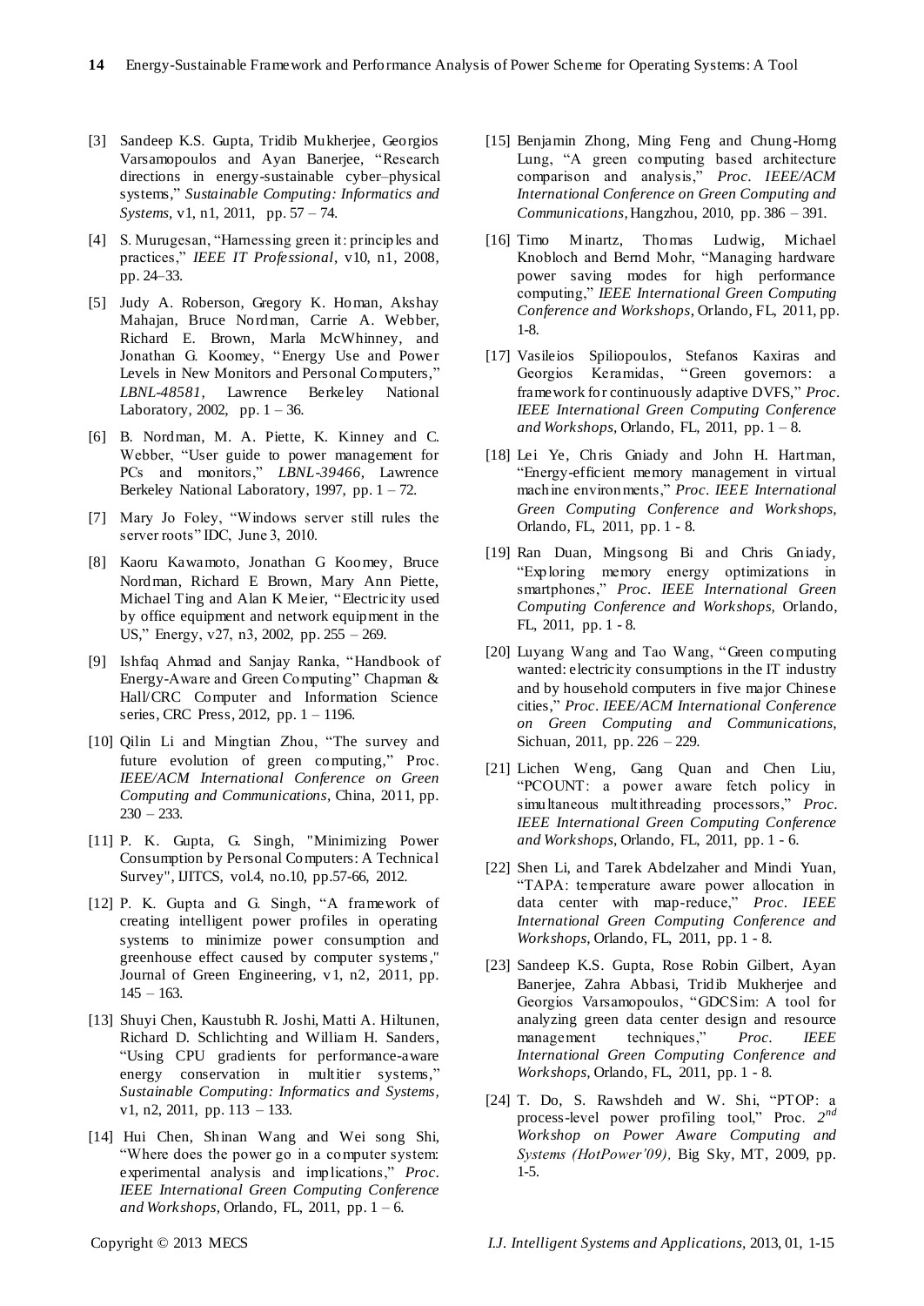[3] Sandeep K.S. Gupta, Tridib Mukherjee, Georgios Varsamopoulos and Ayan Banerjee, "Research directions in energy-sustainable cyber–physical systems," *Sustainable Computing: Informatics and Systems*, v1, n1, 2011, pp. 57 – 74.

[4] S. Murugesan, "Harnessing green it: principles and practices," *IEEE IT Professional*, v10, n1, 2008, pp. 24–33.

[5] Judy A. Roberson, Gregory K. Homan, Akshay Mahajan, Bruce Nordman, Carrie A. Webber, Richard E. Brown, Marla McWhinney, and Jonathan G. Koomey, "Energy Use and Power Levels in New Monitors and Personal Computers," *LBNL-48581*, Lawrence Berkeley National Laboratory, 2002, pp. 1 – 36.

[6] B. Nordman, M. A. Piette, K. Kinney and C. Webber, "User guide to power management for PCs and monitors," *LBNL-39466*, Lawrence Berkeley National Laboratory, 1997, pp. 1 – 72.

[7] Mary Jo Foley, "Windows server still rules the server roots" IDC, June 3, 2010.

[8] Kaoru Kawamoto, Jonathan G Koomey, Bruce Nordman, Richard E Brown, Mary Ann Piette, Michael Ting and Alan K Meier, "Electricity used by office equipment and network equipment in the US," Energy, v27, n3, 2002, pp. 255 – 269.

[9] Ishfaq Ahmad and Sanjay Ranka, "Handbook of Energy-Aware and Green Computing" Chapman & Hall/CRC Computer and Information Science series, CRC Press, 2012, pp. 1 – 1196.

[10] Qilin Li and Mingtian Zhou, "The survey and future evolution of green computing," Proc. *IEEE/ACM International Conference on Green Computing and Communications*, China, 2011, pp. 230 – 233.

[11] P. K. Gupta, G. Singh, "Minimizing Power Consumption by Personal Computers: A Technical Survey", IJITCS, vol.4, no.10, pp.57-66, 2012.

[12] P. K. Gupta and G. Singh, "A framework of creating intelligent power profiles in operating systems to minimize power consumption and greenhouse effect caused by computer systems," Journal of Green Engineering, v1, n2, 2011, pp. 145 – 163.

[13] Shuyi Chen, Kaustubh R. Joshi, Matti A. Hiltunen, Richard D. Schlichting and William H. Sanders, "Using CPU gradients for performance-aware energy conservation in multitier systems," *Sustainable Computing: Informatics and Systems*, v1, n2, 2011, pp. 113 – 133.

[14] Hui Chen, Shinan Wang and Wei song Shi, "Where does the power go in a computer system: experimental analysis and implications," *Proc. IEEE International Green Computing Conference and Workshops*, Orlando, FL, 2011, pp. 1 – 6.

[15] Benjamin Zhong, Ming Feng and Chung-Horng Lung, "A green computing based architecture comparison and analysis," *Proc. IEEE/ACM International Conference on Green Computing and Communications*, Hangzhou, 2010, pp. 386 – 391.

[16] Timo Minartz, Thomas Ludwig, Michael Knobloch and Bernd Mohr, "Managing hardware power saving modes for high performance computing," *IEEE International Green Computing Conference and Workshops*, Orlando, FL, 2011, pp. 1-8.

[17] Vasileios Spiliopoulos, Stefanos Kaxiras and Georgios Keramidas, "Green governors: a framework for continuously adaptive DVFS," *Proc. IEEE International Green Computing Conference and Workshops*, Orlando, FL, 2011, pp. 1 – 8.

[18] Lei Ye, Chris Gniady and John H. Hartman, "Energy-efficient memory management in virtual machine environments," *Proc. IEEE International Green Computing Conference and Workshops*, Orlando, FL, 2011, pp. 1 - 8.

[19] Ran Duan, Mingsong Bi and Chris Gniady, "Exploring memory energy optimizations in smartphones," *Proc. IEEE International Green Computing Conference and Workshops*, Orlando, FL, 2011, pp. 1 - 8.

[20] Luyang Wang and Tao Wang, "Green computing wanted: electricity consumptions in the IT industry and by household computers in five major Chinese cities," *Proc. IEEE/ACM International Conference on Green Computing and Communications*, Sichuan, 2011, pp. 226 – 229.

[21] Lichen Weng, Gang Quan and Chen Liu, "PCOUNT: a power aware fetch policy in simultaneous multithreading processors," *Proc. IEEE International Green Computing Conference and Workshops*, Orlando, FL, 2011, pp. 1 - 6.

[22] Shen Li, and Tarek Abdelzaher and Mindi Yuan, "TAPA: temperature aware power allocation in data center with map-reduce," *Proc. IEEE International Green Computing Conference and Workshops*, Orlando, FL, 2011, pp. 1 - 8.

[23] Sandeep K.S. Gupta, Rose Robin Gilbert, Ayan Banerjee, Zahra Abbasi, Tridib Mukherjee and Georgios Varsamopoulos, "GDCSim: A tool for analyzing green data center design and resource management techniques," *Proc. IEEE International Green Computing Conference and Workshops*, Orlando, FL, 2011, pp. 1 - 8.

[24] T. Do, S. Rawshdeh and W. Shi, "PTOP: a process-level power profiling tool," Proc. *2nd Workshop on Power Aware Computing and Systems (HotPower'09)*, Big Sky, MT, 2009, pp. 1-5.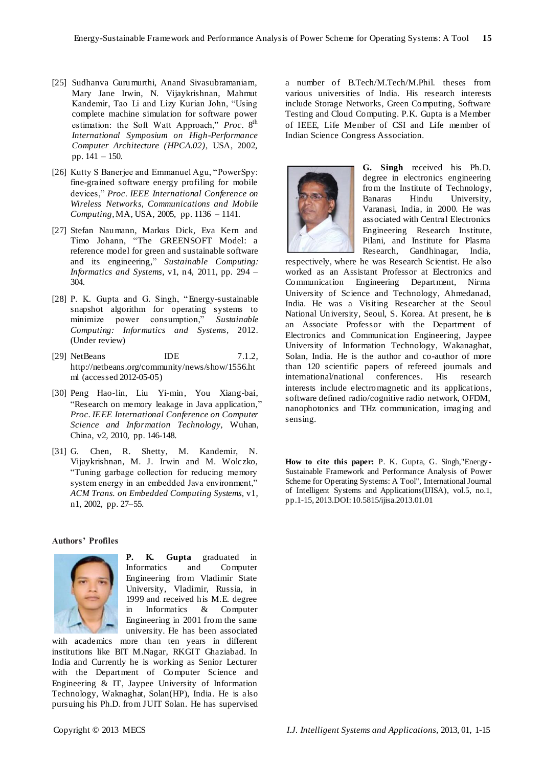[25] Sudhanva Gurumurthi, Anand Sivasubramaniam, Mary Jane Irwin, N. Vijaykrishnan, Mahmut Kandemir, Tao Li and Lizy Kurian John, "Using complete machine simulation for software power estimation: the Soft Watt Approach," *Proc.* 8th *International Symposium on High-Performance Computer Architecture (HPCA.02)*, USA, 2002, pp. 141 – 150.

[26] Kutty S Banerjee and Emmanuel Agu, "PowerSpy: fine-grained software energy profiling for mobile devices," *Proc. IEEE International Conference on Wireless Networks, Communications and Mobile Computing*, MA, USA, 2005, pp. 1136 – 1141.

[27] Stefan Naumann, Markus Dick, Eva Kern and Timo Johann, "The GREENSOFT Model: a reference model for green and sustainable software and its engineering," *Sustainable Computing: Informatics and Systems*, v1, n4, 2011, pp. 294 – 304.

[28] P. K. Gupta and G. Singh, "Energy-sustainable snapshot algorithm for operating systems to minimize power consumption," *Sustainable Computing: Informatics and Systems*, 2012. (Under review)

[29] NetBeans IDE 7.1.2, http://netbeans.org/community/news/show/1556.html (accessed 2012-05-05)

[30] Peng Hao-lin, Liu Yi-min, You Xiang-bai, "Research on memory leakage in Java application," *Proc. IEEE International Conference on Computer Science and Information Technology*, Wuhan, China, v2, 2010, pp. 146-148.

[31] G. Chen, R. Shetty, M. Kandemir, N. Vijaykrishnan, M. J. Irwin and M. Wolczko, "Tuning garbage collection for reducing memory system energy in an embedded Java environment," *ACM Trans. on Embedded Computing Systems*, v1, n1, 2002, pp. 27–55.

**Authors' Profiles**

**P. K. Gupta** graduated in Informatics and Computer Engineering from Vladimir State University, Vladimir, Russia, in 1999 and received his M.E. degree in Informatics & Computer Engineering in 2001 from the same university. He has been associated with academics more than ten years in different institutions like BIT M.Nagar, RKGIT Ghaziabad. In India and Currently he is working as Senior Lecturer with the Department of Computer Science and Engineering & IT, Jaypee University of Information Technology, Waknaghat, Solan(HP), India. He is also pursuing his Ph.D. from JUIT Solan. He has supervised a number of B.Tech/M.Tech/M.Phil. theses from various universities of India. His research interests include Storage Networks, Green Computing, Software Testing and Cloud Computing. P.K. Gupta is a Member of IEEE, Life Member of CSI and Life member of Indian Science Congress Association.

**G. Singh** received his Ph.D. degree in electronics engineering from the Institute of Technology, Banaras Hindu University, Varanasi, India, in 2000. He was associated with Central Electronics Engineering Research Institute, Pilani, and Institute for Plasma Research, Gandhinagar, India, respectively, where he was Research Scientist. He also worked as an Assistant Professor at Electronics and Communication Engineering Department, Nirma University of Science and Technology, Ahmedanad, India. He was a Visiting Researcher at the Seoul National University, Seoul, S. Korea. At present, he is an Associate Professor with the Department of Electronics and Communication Engineering, Jaypee University of Information Technology, Wakanaghat, Solan, India. He is the author and co-author of more than 120 scientific papers of refereed journals and international/national conferences. His research interests include electromagnetic and its applications, software defined radio/cognitive radio network, OFDM, nanophotonics and THz communication, imaging and sensing.

**How to cite this paper:** P. K. Gupta, G. Singh,"Energy-Sustainable Framework and Performance Analysis of Power Scheme for Operating Systems: A Tool", International Journal of Intelligent Systems and Applications(IJISA), vol.5, no.1, pp.1-15, 2013.DOI: 10.5815/ijisa.2013.01.01